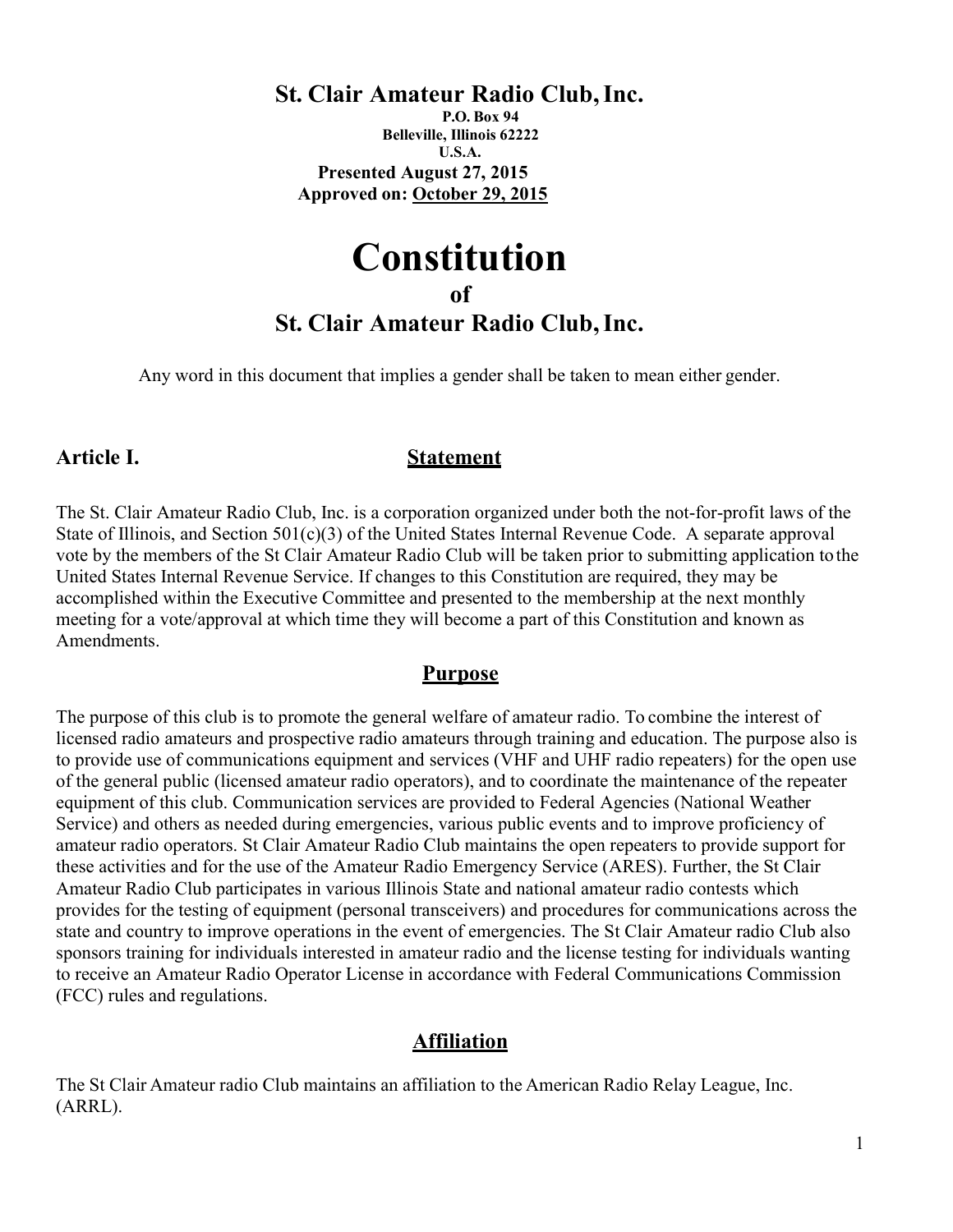**St. Clair Amateur Radio Club, Inc.**

**P.O. Box 94**
**Belleville, Illinois 62222**
**U.S.A.**

**Presented August 27, 2015**
**Approved on: October 29, 2015**

# Constitution

## of

## St. Clair Amateur Radio Club, Inc.

Any word in this document that implies a gender shall be taken to mean either gender.

## Article I. Statement

The St. Clair Amateur Radio Club, Inc. is a corporation organized under both the not-for-profit laws of the State of Illinois, and Section 501(c)(3) of the United States Internal Revenue Code. A separate approval vote by the members of the St Clair Amateur Radio Club will be taken prior to submitting application to the United States Internal Revenue Service. If changes to this Constitution are required, they may be accomplished within the Executive Committee and presented to the membership at the next monthly meeting for a vote/approval at which time they will become a part of this Constitution and known as Amendments.

### Purpose

The purpose of this club is to promote the general welfare of amateur radio. To combine the interest of licensed radio amateurs and prospective radio amateurs through training and education. The purpose also is to provide use of communications equipment and services (VHF and UHF radio repeaters) for the open use of the general public (licensed amateur radio operators), and to coordinate the maintenance of the repeater equipment of this club. Communication services are provided to Federal Agencies (National Weather Service) and others as needed during emergencies, various public events and to improve proficiency of amateur radio operators. St Clair Amateur Radio Club maintains the open repeaters to provide support for these activities and for the use of the Amateur Radio Emergency Service (ARES). Further, the St Clair Amateur Radio Club participates in various Illinois State and national amateur radio contests which provides for the testing of equipment (personal transceivers) and procedures for communications across the state and country to improve operations in the event of emergencies. The St Clair Amateur radio Club also sponsors training for individuals interested in amateur radio and the license testing for individuals wanting to receive an Amateur Radio Operator License in accordance with Federal Communications Commission (FCC) rules and regulations.

### Affiliation

The St Clair Amateur radio Club maintains an affiliation to the American Radio Relay League, Inc. (ARRL).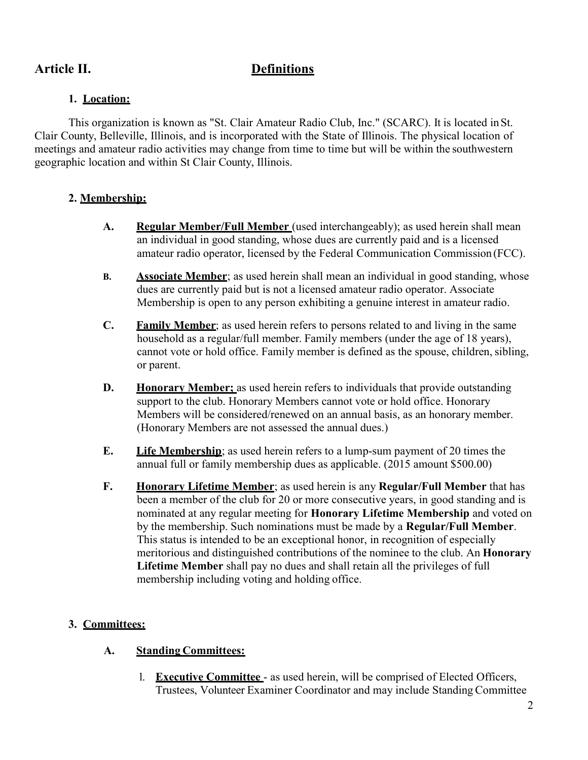## Article II. Definitions

### 1. Location:

This organization is known as "St. Clair Amateur Radio Club, Inc." (SCARC). It is located in St. Clair County, Belleville, Illinois, and is incorporated with the State of Illinois. The physical location of meetings and amateur radio activities may change from time to time but will be within the southwestern geographic location and within St Clair County, Illinois.

### 2. Membership:

- **A.** **Regular Member/Full Member** (used interchangeably); as used herein shall mean an individual in good standing, whose dues are currently paid and is a licensed amateur radio operator, licensed by the Federal Communication Commission (FCC).
- **B.** **Associate Member**; as used herein shall mean an individual in good standing, whose dues are currently paid but is not a licensed amateur radio operator. Associate Membership is open to any person exhibiting a genuine interest in amateur radio.
- **C.** **Family Member**; as used herein refers to persons related to and living in the same household as a regular/full member. Family members (under the age of 18 years), cannot vote or hold office. Family member is defined as the spouse, children, sibling, or parent.
- **D.** **Honorary Member;** as used herein refers to individuals that provide outstanding support to the club. Honorary Members cannot vote or hold office. Honorary Members will be considered/renewed on an annual basis, as an honorary member. (Honorary Members are not assessed the annual dues.)
- **E.** **Life Membership**; as used herein refers to a lump-sum payment of 20 times the annual full or family membership dues as applicable. (2015 amount $500.00)
- **F.** **Honorary Lifetime Member**; as used herein is any **Regular/Full Member** that has been a member of the club for 20 or more consecutive years, in good standing and is nominated at any regular meeting for **Honorary Lifetime Membership** and voted on by the membership. Such nominations must be made by a **Regular/Full Member**. This status is intended to be an exceptional honor, in recognition of especially meritorious and distinguished contributions of the nominee to the club. An **Honorary Lifetime Member** shall pay no dues and shall retain all the privileges of full membership including voting and holding office.

### 3. Committees:

#### A. Standing Committees:

1. **Executive Committee** - as used herein, will be comprised of Elected Officers, Trustees, Volunteer Examiner Coordinator and may include Standing Committee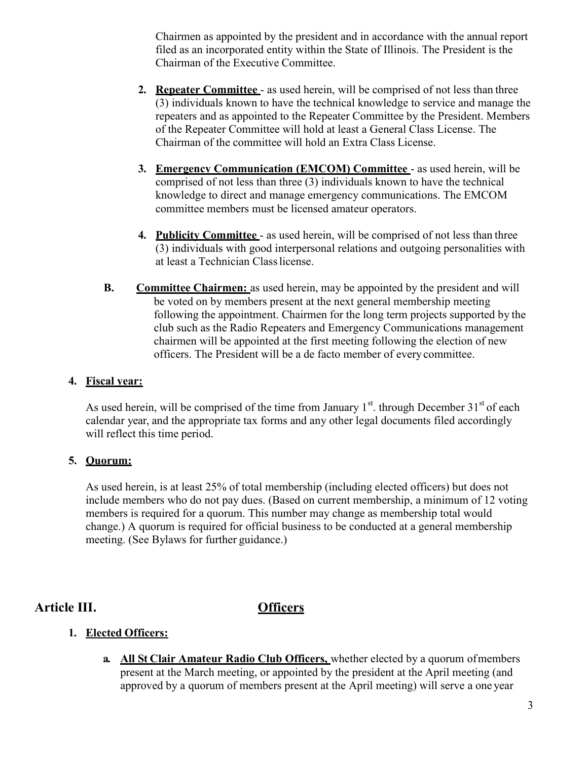Chairmen as appointed by the president and in accordance with the annual report filed as an incorporated entity within the State of Illinois. The President is the Chairman of the Executive Committee.

2. **Repeater Committee** - as used herein, will be comprised of not less than three (3) individuals known to have the technical knowledge to service and manage the repeaters and as appointed to the Repeater Committee by the President. Members of the Repeater Committee will hold at least a General Class License. The Chairman of the committee will hold an Extra Class License.

3. **Emergency Communication (EMCOM) Committee** - as used herein, will be comprised of not less than three (3) individuals known to have the technical knowledge to direct and manage emergency communications. The EMCOM committee members must be licensed amateur operators.

4. **Publicity Committee** - as used herein, will be comprised of not less than three (3) individuals with good interpersonal relations and outgoing personalities with at least a Technician Class license.

**B. Committee Chairmen:** as used herein, may be appointed by the president and will be voted on by members present at the next general membership meeting following the appointment. Chairmen for the long term projects supported by the club such as the Radio Repeaters and Emergency Communications management chairmen will be appointed at the first meeting following the election of new officers. The President will be a de facto member of every committee.

4. **Fiscal year:**

As used herein, will be comprised of the time from January 1st. through December 31st of each calendar year, and the appropriate tax forms and any other legal documents filed accordingly will reflect this time period.

5. **Quorum:**

As used herein, is at least 25% of total membership (including elected officers) but does not include members who do not pay dues. (Based on current membership, a minimum of 12 voting members is required for a quorum. This number may change as membership total would change.) A quorum is required for official business to be conducted at a general membership meeting. (See Bylaws for further guidance.)

## Article III. Officers

1. **Elected Officers:**

   a. **All St Clair Amateur Radio Club Officers,** whether elected by a quorum of members present at the March meeting, or appointed by the president at the April meeting (and approved by a quorum of members present at the April meeting) will serve a one year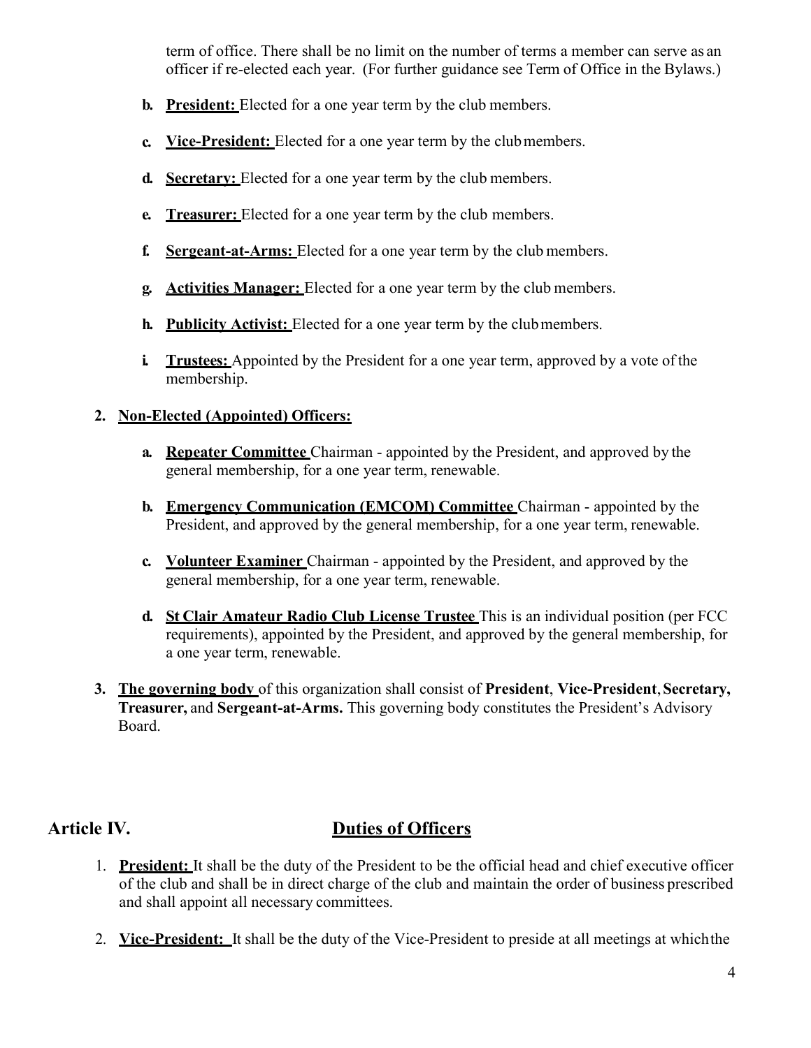term of office. There shall be no limit on the number of terms a member can serve as an officer if re-elected each year. (For further guidance see Term of Office in the Bylaws.)

b. **President:** Elected for a one year term by the club members.

c. **Vice-President:** Elected for a one year term by the club members.

d. **Secretary:** Elected for a one year term by the club members.

e. **Treasurer:** Elected for a one year term by the club members.

f. **Sergeant-at-Arms:** Elected for a one year term by the club members.

g. **Activities Manager:** Elected for a one year term by the club members.

h. **Publicity Activist:** Elected for a one year term by the club members.

i. **Trustees:** Appointed by the President for a one year term, approved by a vote of the membership.

2. **Non-Elected (Appointed) Officers:**

   a. **Repeater Committee** Chairman - appointed by the President, and approved by the general membership, for a one year term, renewable.

   b. **Emergency Communication (EMCOM) Committee** Chairman - appointed by the President, and approved by the general membership, for a one year term, renewable.

   c. **Volunteer Examiner** Chairman - appointed by the President, and approved by the general membership, for a one year term, renewable.

   d. **St Clair Amateur Radio Club License Trustee** This is an individual position (per FCC requirements), appointed by the President, and approved by the general membership, for a one year term, renewable.

3. **The governing body** of this organization shall consist of **President**, **Vice-President**, **Secretary, Treasurer,** and **Sergeant-at-Arms.** This governing body constitutes the President's Advisory Board.

## Article IV. Duties of Officers

1. **President:** It shall be the duty of the President to be the official head and chief executive officer of the club and shall be in direct charge of the club and maintain the order of business prescribed and shall appoint all necessary committees.

2. **Vice-President:** It shall be the duty of the Vice-President to preside at all meetings at which the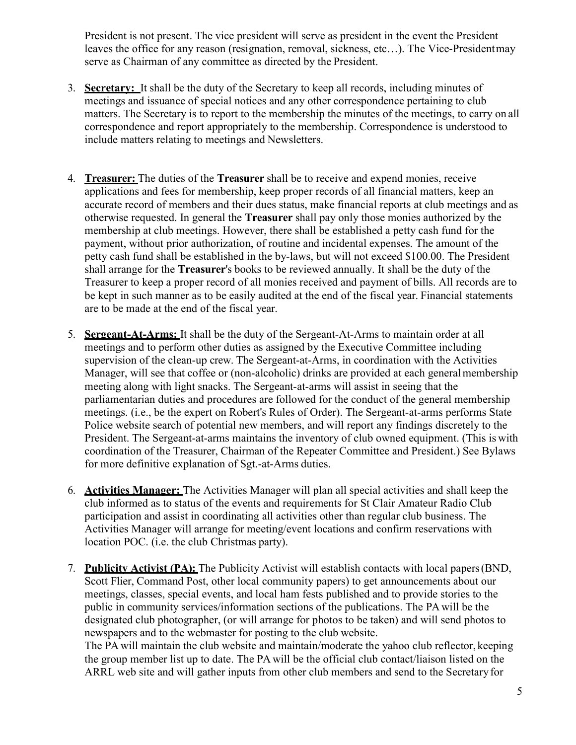President is not present. The vice president will serve as president in the event the President leaves the office for any reason (resignation, removal, sickness, etc…). The Vice-President may serve as Chairman of any committee as directed by the President.

3. **Secretary:** It shall be the duty of the Secretary to keep all records, including minutes of meetings and issuance of special notices and any other correspondence pertaining to club matters. The Secretary is to report to the membership the minutes of the meetings, to carry on all correspondence and report appropriately to the membership. Correspondence is understood to include matters relating to meetings and Newsletters.

4. **Treasurer:** The duties of the **Treasurer** shall be to receive and expend monies, receive applications and fees for membership, keep proper records of all financial matters, keep an accurate record of members and their dues status, make financial reports at club meetings and as otherwise requested. In general the **Treasurer** shall pay only those monies authorized by the membership at club meetings. However, there shall be established a petty cash fund for the payment, without prior authorization, of routine and incidental expenses. The amount of the petty cash fund shall be established in the by-laws, but will not exceed $100.00. The President shall arrange for the **Treasurer**'s books to be reviewed annually. It shall be the duty of the Treasurer to keep a proper record of all monies received and payment of bills. All records are to be kept in such manner as to be easily audited at the end of the fiscal year. Financial statements are to be made at the end of the fiscal year.

5. **Sergeant-At-Arms:** It shall be the duty of the Sergeant-At-Arms to maintain order at all meetings and to perform other duties as assigned by the Executive Committee including supervision of the clean-up crew. The Sergeant-at-Arms, in coordination with the Activities Manager, will see that coffee or (non-alcoholic) drinks are provided at each general membership meeting along with light snacks. The Sergeant-at-arms will assist in seeing that the parliamentarian duties and procedures are followed for the conduct of the general membership meetings. (i.e., be the expert on Robert's Rules of Order). The Sergeant-at-arms performs State Police website search of potential new members, and will report any findings discretely to the President. The Sergeant-at-arms maintains the inventory of club owned equipment. (This is with coordination of the Treasurer, Chairman of the Repeater Committee and President.) See Bylaws for more definitive explanation of Sgt.-at-Arms duties.

6. **Activities Manager:** The Activities Manager will plan all special activities and shall keep the club informed as to status of the events and requirements for St Clair Amateur Radio Club participation and assist in coordinating all activities other than regular club business. The Activities Manager will arrange for meeting/event locations and confirm reservations with location POC. (i.e. the club Christmas party).

7. **Publicity Activist (PA):** The Publicity Activist will establish contacts with local papers (BND, Scott Flier, Command Post, other local community papers) to get announcements about our meetings, classes, special events, and local ham fests published and to provide stories to the public in community services/information sections of the publications. The PA will be the designated club photographer, (or will arrange for photos to be taken) and will send photos to newspapers and to the webmaster for posting to the club website.
   The PA will maintain the club website and maintain/moderate the yahoo club reflector, keeping the group member list up to date. The PA will be the official club contact/liaison listed on the ARRL web site and will gather inputs from other club members and send to the Secretary for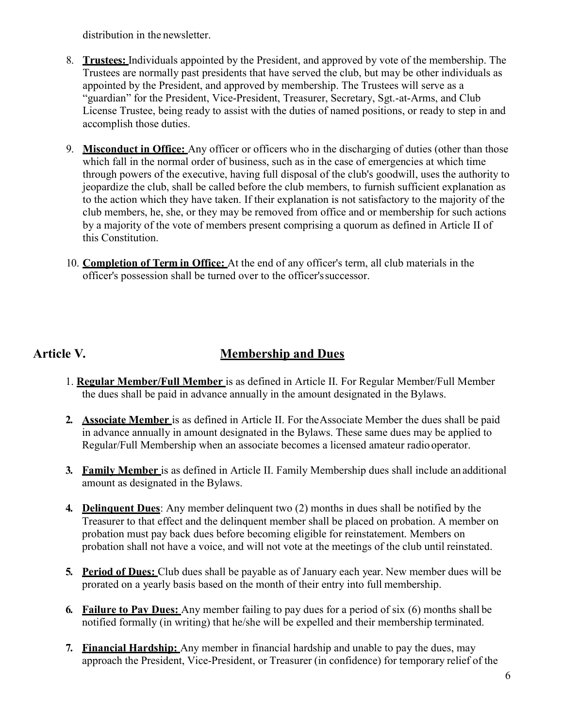distribution in the newsletter.

8. **Trustees:** Individuals appointed by the President, and approved by vote of the membership. The Trustees are normally past presidents that have served the club, but may be other individuals as appointed by the President, and approved by membership. The Trustees will serve as a "guardian" for the President, Vice-President, Treasurer, Secretary, Sgt.-at-Arms, and Club License Trustee, being ready to assist with the duties of named positions, or ready to step in and accomplish those duties.

9. **Misconduct in Office:** Any officer or officers who in the discharging of duties (other than those which fall in the normal order of business, such as in the case of emergencies at which time through powers of the executive, having full disposal of the club's goodwill, uses the authority to jeopardize the club, shall be called before the club members, to furnish sufficient explanation as to the action which they have taken. If their explanation is not satisfactory to the majority of the club members, he, she, or they may be removed from office and or membership for such actions by a majority of the vote of members present comprising a quorum as defined in Article II of this Constitution.

10. **Completion of Term in Office:** At the end of any officer's term, all club materials in the officer's possession shall be turned over to the officer's successor.

## Article V. Membership and Dues

1. **Regular Member/Full Member** is as defined in Article II. For Regular Member/Full Member the dues shall be paid in advance annually in the amount designated in the Bylaws.

2. **Associate Member** is as defined in Article II. For the Associate Member the dues shall be paid in advance annually in amount designated in the Bylaws. These same dues may be applied to Regular/Full Membership when an associate becomes a licensed amateur radio operator.

3. **Family Member** is as defined in Article II. Family Membership dues shall include an additional amount as designated in the Bylaws.

4. **Delinquent Dues**: Any member delinquent two (2) months in dues shall be notified by the Treasurer to that effect and the delinquent member shall be placed on probation. A member on probation must pay back dues before becoming eligible for reinstatement. Members on probation shall not have a voice, and will not vote at the meetings of the club until reinstated.

5. **Period of Dues:** Club dues shall be payable as of January each year. New member dues will be prorated on a yearly basis based on the month of their entry into full membership.

6. **Failure to Pay Dues:** Any member failing to pay dues for a period of six (6) months shall be notified formally (in writing) that he/she will be expelled and their membership terminated.

7. **Financial Hardship:** Any member in financial hardship and unable to pay the dues, may approach the President, Vice-President, or Treasurer (in confidence) for temporary relief of the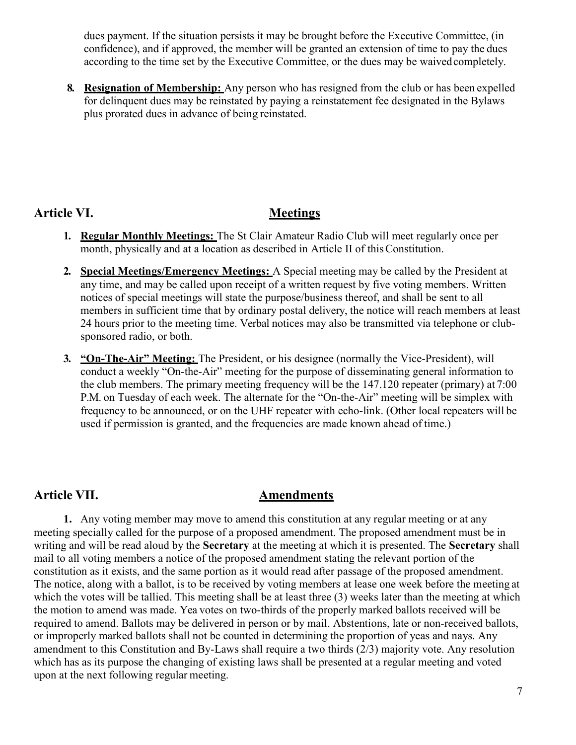dues payment. If the situation persists it may be brought before the Executive Committee, (in confidence), and if approved, the member will be granted an extension of time to pay the dues according to the time set by the Executive Committee, or the dues may be waived completely.

8. **Resignation of Membership:** Any person who has resigned from the club or has been expelled for delinquent dues may be reinstated by paying a reinstatement fee designated in the Bylaws plus prorated dues in advance of being reinstated.

## Article VI. Meetings

1. **Regular Monthly Meetings:** The St Clair Amateur Radio Club will meet regularly once per month, physically and at a location as described in Article II of this Constitution.

2. **Special Meetings/Emergency Meetings:** A Special meeting may be called by the President at any time, and may be called upon receipt of a written request by five voting members. Written notices of special meetings will state the purpose/business thereof, and shall be sent to all members in sufficient time that by ordinary postal delivery, the notice will reach members at least 24 hours prior to the meeting time. Verbal notices may also be transmitted via telephone or club-sponsored radio, or both.

3. **"On-The-Air" Meeting:** The President, or his designee (normally the Vice-President), will conduct a weekly "On-the-Air" meeting for the purpose of disseminating general information to the club members. The primary meeting frequency will be the 147.120 repeater (primary) at 7:00 P.M. on Tuesday of each week. The alternate for the "On-the-Air" meeting will be simplex with frequency to be announced, or on the UHF repeater with echo-link. (Other local repeaters will be used if permission is granted, and the frequencies are made known ahead of time.)

## Article VII. Amendments

**1.** Any voting member may move to amend this constitution at any regular meeting or at any meeting specially called for the purpose of a proposed amendment. The proposed amendment must be in writing and will be read aloud by the **Secretary** at the meeting at which it is presented. The **Secretary** shall mail to all voting members a notice of the proposed amendment stating the relevant portion of the constitution as it exists, and the same portion as it would read after passage of the proposed amendment. The notice, along with a ballot, is to be received by voting members at lease one week before the meeting at which the votes will be tallied. This meeting shall be at least three (3) weeks later than the meeting at which the motion to amend was made. Yea votes on two-thirds of the properly marked ballots received will be required to amend. Ballots may be delivered in person or by mail. Abstentions, late or non-received ballots, or improperly marked ballots shall not be counted in determining the proportion of yeas and nays. Any amendment to this Constitution and By-Laws shall require a two thirds (2/3) majority vote. Any resolution which has as its purpose the changing of existing laws shall be presented at a regular meeting and voted upon at the next following regular meeting.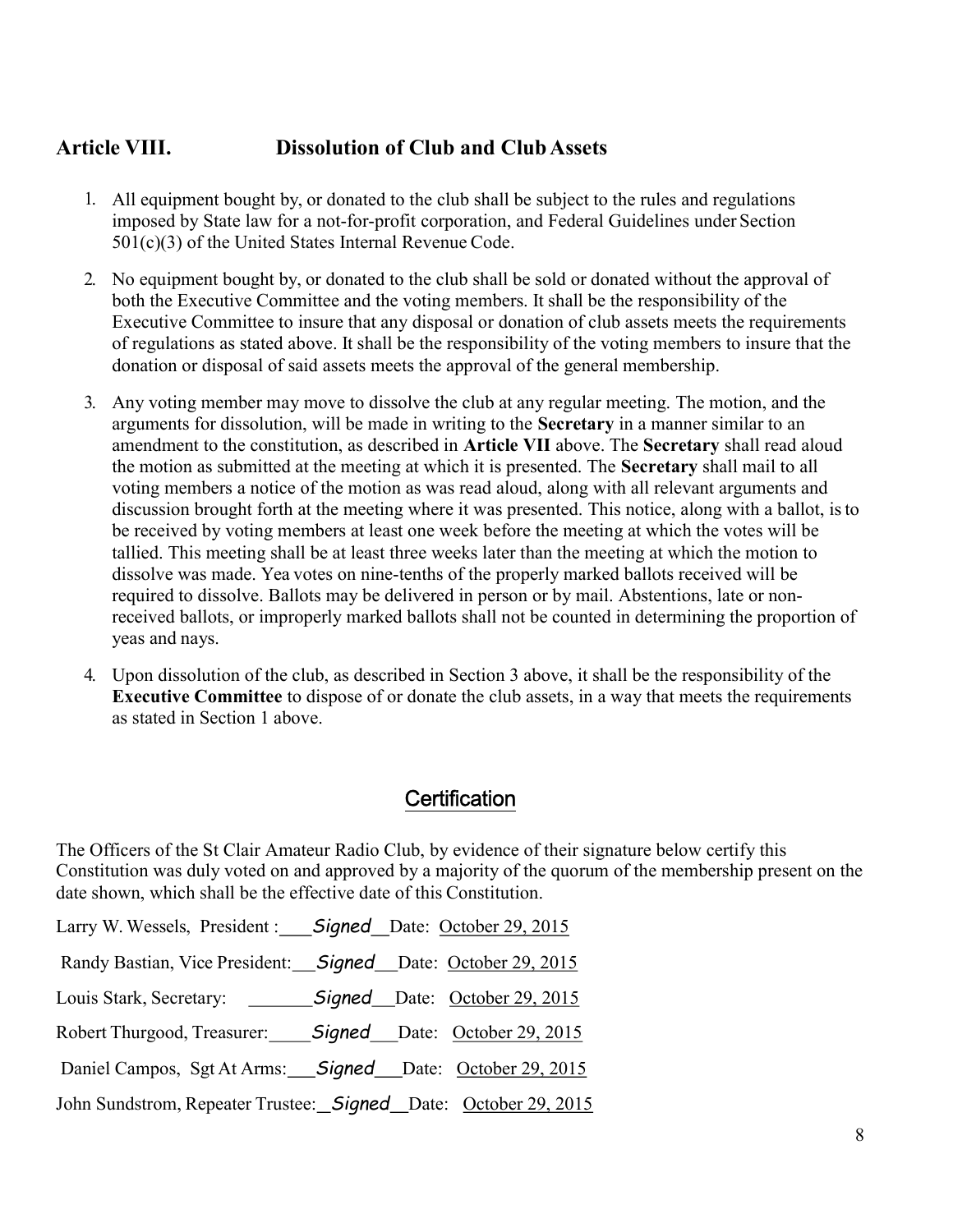## Article VIII. Dissolution of Club and Club Assets

1. All equipment bought by, or donated to the club shall be subject to the rules and regulations imposed by State law for a not-for-profit corporation, and Federal Guidelines under Section 501(c)(3) of the United States Internal Revenue Code.

2. No equipment bought by, or donated to the club shall be sold or donated without the approval of both the Executive Committee and the voting members. It shall be the responsibility of the Executive Committee to insure that any disposal or donation of club assets meets the requirements of regulations as stated above. It shall be the responsibility of the voting members to insure that the donation or disposal of said assets meets the approval of the general membership.

3. Any voting member may move to dissolve the club at any regular meeting. The motion, and the arguments for dissolution, will be made in writing to the **Secretary** in a manner similar to an amendment to the constitution, as described in **Article VII** above. The **Secretary** shall read aloud the motion as submitted at the meeting at which it is presented. The **Secretary** shall mail to all voting members a notice of the motion as was read aloud, along with all relevant arguments and discussion brought forth at the meeting where it was presented. This notice, along with a ballot, is to be received by voting members at least one week before the meeting at which the votes will be tallied. This meeting shall be at least three weeks later than the meeting at which the motion to dissolve was made. Yea votes on nine-tenths of the properly marked ballots received will be required to dissolve. Ballots may be delivered in person or by mail. Abstentions, late or non-received ballots, or improperly marked ballots shall not be counted in determining the proportion of yeas and nays.

4. Upon dissolution of the club, as described in Section 3 above, it shall be the responsibility of the **Executive Committee** to dispose of or donate the club assets, in a way that meets the requirements as stated in Section 1 above.

## Certification

The Officers of the St Clair Amateur Radio Club, by evidence of their signature below certify this Constitution was duly voted on and approved by a majority of the quorum of the membership present on the date shown, which shall be the effective date of this Constitution.

Larry W. Wessels, President : ___*Signed*__Date: October 29, 2015

Randy Bastian, Vice President:__*Signed*__Date: October 29, 2015

Louis Stark, Secretary: _______*Signed*__Date: October 29, 2015

Robert Thurgood, Treasurer:_____*Signed*___Date: October 29, 2015

Daniel Campos, Sgt At Arms:___*Signed*___Date: October 29, 2015

John Sundstrom, Repeater Trustee:_*Signed*__Date: October 29, 2015